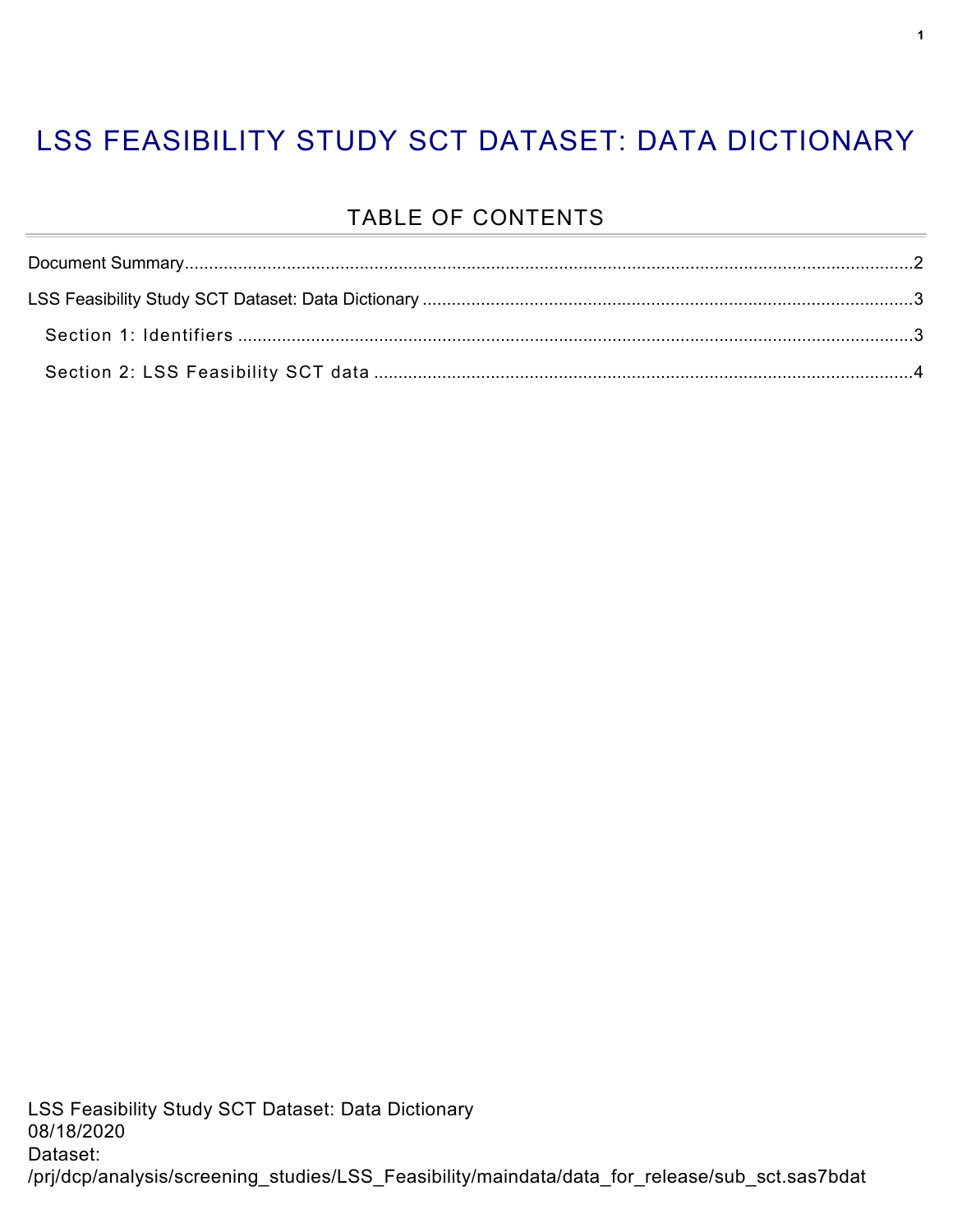# LSS FEASIBILITY STUDY SCT DATASET: DATA DICTIONARY

## TABLE OF CONTENTS

Document Summary....2

LSS Feasibility Study SCT Dataset: Data Dictionary....3

- Section 1: Identifiers....3
- Section 2: LSS Feasibility SCT data....4

LSS Feasibility Study SCT Dataset: Data Dictionary
08/18/2020
Dataset:
/prj/dcp/analysis/screening_studies/LSS_Feasibility/maindata/data_for_release/sub_sct.sas7bdat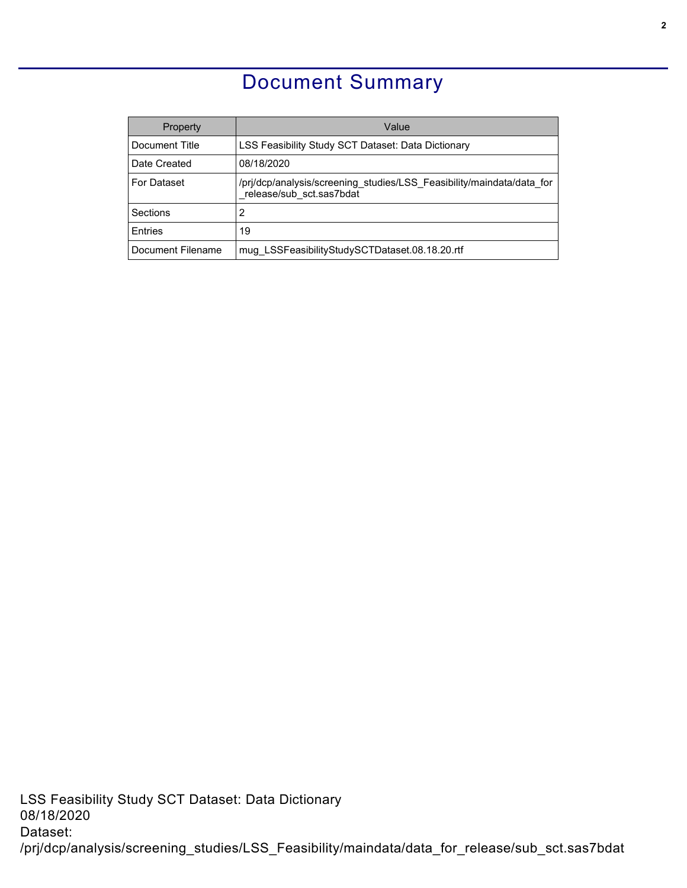# Document Summary

| Property | Value |
|---|---|
| Document Title | LSS Feasibility Study SCT Dataset: Data Dictionary |
| Date Created | 08/18/2020 |
| For Dataset | /prj/dcp/analysis/screening_studies/LSS_Feasibility/maindata/data_for_release/sub_sct.sas7bdat |
| Sections | 2 |
| Entries | 19 |
| Document Filename | mug_LSSFeasibilityStudySCTDataset.08.18.20.rtf |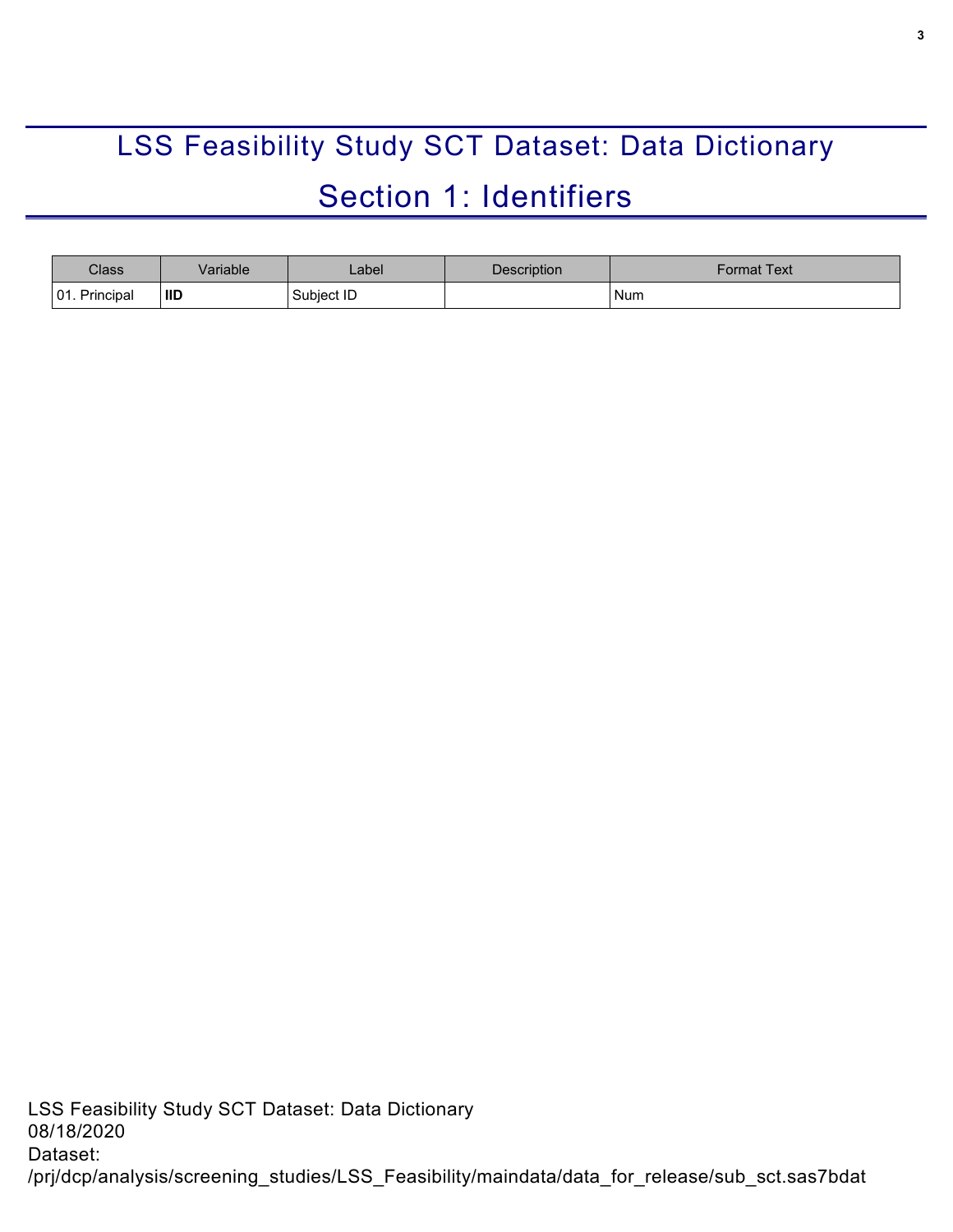# LSS Feasibility Study SCT Dataset: Data Dictionary

# Section 1: Identifiers

| Class | Variable | Label | Description | Format Text |
| --- | --- | --- | --- | --- |
| 01. Principal | **IID** | Subject ID | | Num |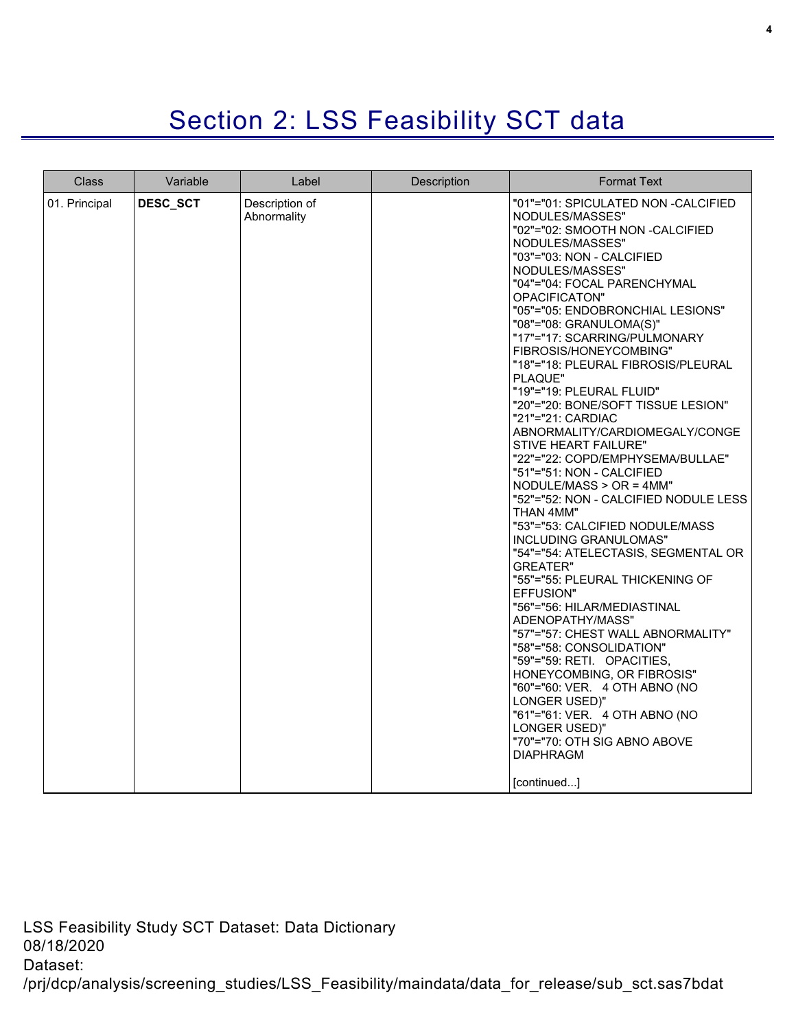# Section 2: LSS Feasibility SCT data

| Class | Variable | Label | Description | Format Text |
|---|---|---|---|---|
| 01. Principal | **DESC_SCT** | Description of Abnormality | | "01"="01: SPICULATED NON -CALCIFIED NODULES/MASSES"<br>"02"="02: SMOOTH NON -CALCIFIED NODULES/MASSES"<br>"03"="03: NON - CALCIFIED NODULES/MASSES"<br>"04"="04: FOCAL PARENCHYMAL OPACIFICATON"<br>"05"="05: ENDOBRONCHIAL LESIONS"<br>"08"="08: GRANULOMA(S)"<br>"17"="17: SCARRING/PULMONARY FIBROSIS/HONEYCOMBING"<br>"18"="18: PLEURAL FIBROSIS/PLEURAL PLAQUE"<br>"19"="19: PLEURAL FLUID"<br>"20"="20: BONE/SOFT TISSUE LESION"<br>"21"="21: CARDIAC ABNORMALITY/CARDIOMEGALY/CONGESTIVE HEART FAILURE"<br>"22"="22: COPD/EMPHYSEMA/BULLAE"<br>"51"="51: NON - CALCIFIED NODULE/MASS > OR = 4MM"<br>"52"="52: NON - CALCIFIED NODULE LESS THAN 4MM"<br>"53"="53: CALCIFIED NODULE/MASS INCLUDING GRANULOMAS"<br>"54"="54: ATELECTASIS, SEGMENTAL OR GREATER"<br>"55"="55: PLEURAL THICKENING OF EFFUSION"<br>"56"="56: HILAR/MEDIASTINAL ADENOPATHY/MASS"<br>"57"="57: CHEST WALL ABNORMALITY"<br>"58"="58: CONSOLIDATION"<br>"59"="59: RETI.   OPACITIES, HONEYCOMBING, OR FIBROSIS"<br>"60"="60: VER.   4 OTH ABNO (NO LONGER USED)"<br>"61"="61: VER.   4 OTH ABNO (NO LONGER USED)"<br>"70"="70: OTH SIG ABNO ABOVE DIAPHRAGM<br><br>[continued...] |

LSS Feasibility Study SCT Dataset: Data Dictionary
08/18/2020
Dataset:
/prj/dcp/analysis/screening_studies/LSS_Feasibility/maindata/data_for_release/sub_sct.sas7bdat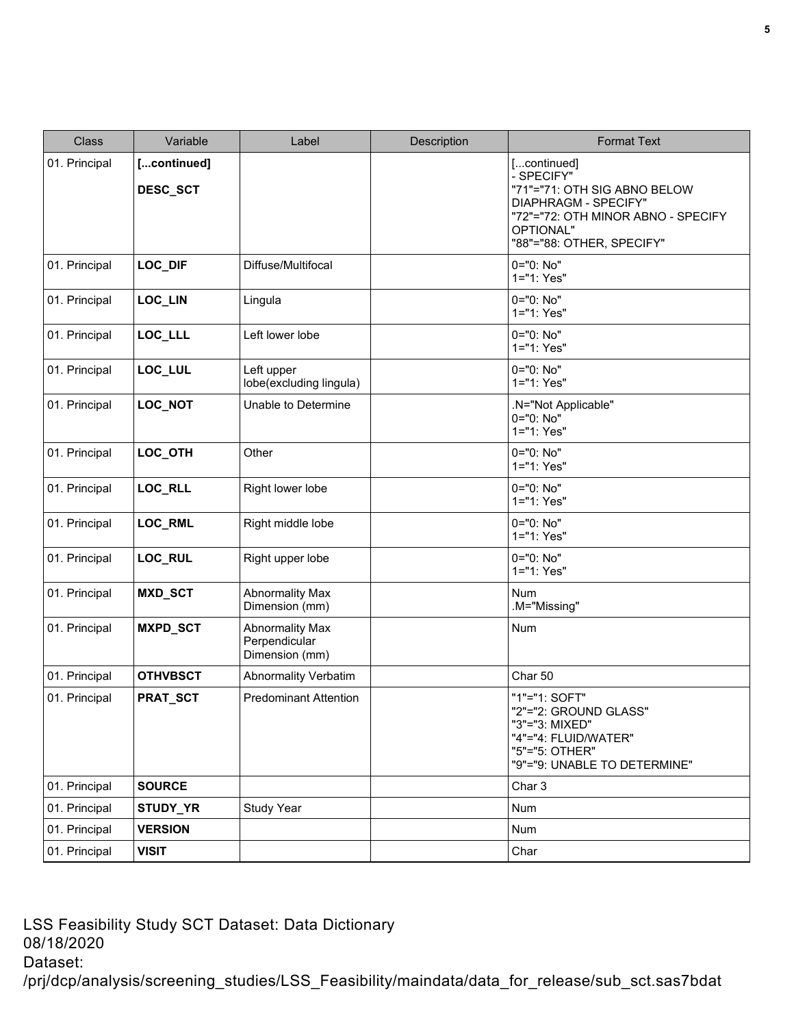| Class | Variable | Label | Description | Format Text |
| --- | --- | --- | --- | --- |
| 01. Principal | **[...continued]** **DESC_SCT** | | | [...continued] - SPECIFY" "71"="71: OTH SIG ABNO BELOW DIAPHRAGM - SPECIFY" "72"="72: OTH MINOR ABNO - SPECIFY OPTIONAL" "88"="88: OTHER, SPECIFY" |
| 01. Principal | **LOC_DIF** | Diffuse/Multifocal | | 0="0: No" 1="1: Yes" |
| 01. Principal | **LOC_LIN** | Lingula | | 0="0: No" 1="1: Yes" |
| 01. Principal | **LOC_LLL** | Left lower lobe | | 0="0: No" 1="1: Yes" |
| 01. Principal | **LOC_LUL** | Left upper lobe(excluding lingula) | | 0="0: No" 1="1: Yes" |
| 01. Principal | **LOC_NOT** | Unable to Determine | | .N="Not Applicable" 0="0: No" 1="1: Yes" |
| 01. Principal | **LOC_OTH** | Other | | 0="0: No" 1="1: Yes" |
| 01. Principal | **LOC_RLL** | Right lower lobe | | 0="0: No" 1="1: Yes" |
| 01. Principal | **LOC_RML** | Right middle lobe | | 0="0: No" 1="1: Yes" |
| 01. Principal | **LOC_RUL** | Right upper lobe | | 0="0: No" 1="1: Yes" |
| 01. Principal | **MXD_SCT** | Abnormality Max Dimension (mm) | | Num .M="Missing" |
| 01. Principal | **MXPD_SCT** | Abnormality Max Perpendicular Dimension (mm) | | Num |
| 01. Principal | **OTHVBSCT** | Abnormality Verbatim | | Char 50 |
| 01. Principal | **PRAT_SCT** | Predominant Attention | | "1"="1: SOFT" "2"="2: GROUND GLASS" "3"="3: MIXED" "4"="4: FLUID/WATER" "5"="5: OTHER" "9"="9: UNABLE TO DETERMINE" |
| 01. Principal | **SOURCE** | | | Char 3 |
| 01. Principal | **STUDY_YR** | Study Year | | Num |
| 01. Principal | **VERSION** | | | Num |
| 01. Principal | **VISIT** | | | Char |

LSS Feasibility Study SCT Dataset: Data Dictionary
08/18/2020
Dataset:
/prj/dcp/analysis/screening_studies/LSS_Feasibility/maindata/data_for_release/sub_sct.sas7bdat